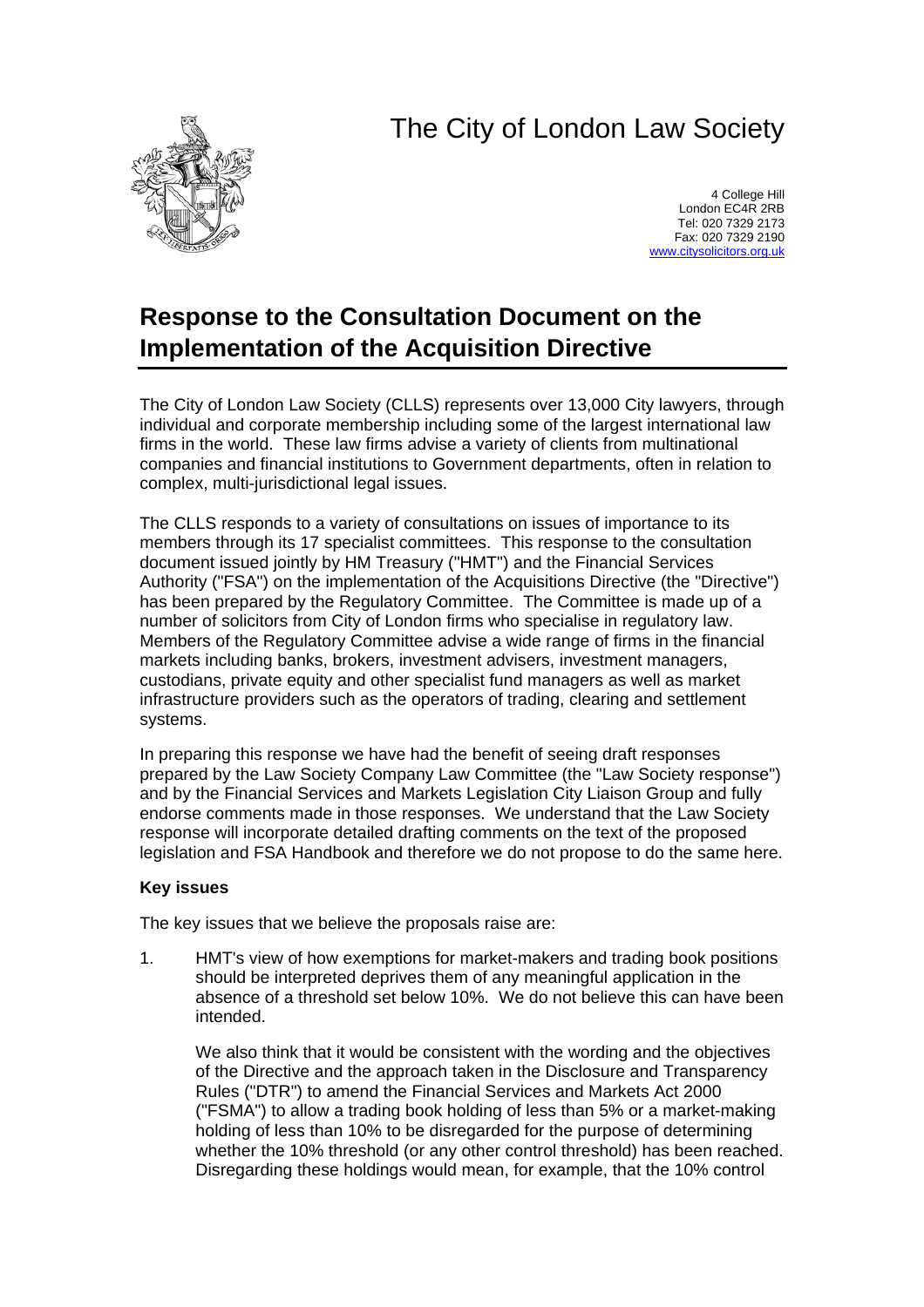# The City of London Law Society

4 College Hill
London EC4R 2RB
Tel: 020 7329 2173
Fax: 020 7329 2190
www.citysolicitors.org.uk

# Response to the Consultation Document on the Implementation of the Acquisition Directive

The City of London Law Society (CLLS) represents over 13,000 City lawyers, through individual and corporate membership including some of the largest international law firms in the world. These law firms advise a variety of clients from multinational companies and financial institutions to Government departments, often in relation to complex, multi-jurisdictional legal issues.

The CLLS responds to a variety of consultations on issues of importance to its members through its 17 specialist committees. This response to the consultation document issued jointly by HM Treasury ("HMT") and the Financial Services Authority ("FSA") on the implementation of the Acquisitions Directive (the "Directive") has been prepared by the Regulatory Committee. The Committee is made up of a number of solicitors from City of London firms who specialise in regulatory law. Members of the Regulatory Committee advise a wide range of firms in the financial markets including banks, brokers, investment advisers, investment managers, custodians, private equity and other specialist fund managers as well as market infrastructure providers such as the operators of trading, clearing and settlement systems.

In preparing this response we have had the benefit of seeing draft responses prepared by the Law Society Company Law Committee (the "Law Society response") and by the Financial Services and Markets Legislation City Liaison Group and fully endorse comments made in those responses. We understand that the Law Society response will incorporate detailed drafting comments on the text of the proposed legislation and FSA Handbook and therefore we do not propose to do the same here.

**Key issues**

The key issues that we believe the proposals raise are:

1. HMT's view of how exemptions for market-makers and trading book positions should be interpreted deprives them of any meaningful application in the absence of a threshold set below 10%. We do not believe this can have been intended.

   We also think that it would be consistent with the wording and the objectives of the Directive and the approach taken in the Disclosure and Transparency Rules ("DTR") to amend the Financial Services and Markets Act 2000 ("FSMA") to allow a trading book holding of less than 5% or a market-making holding of less than 10% to be disregarded for the purpose of determining whether the 10% threshold (or any other control threshold) has been reached. Disregarding these holdings would mean, for example, that the 10% control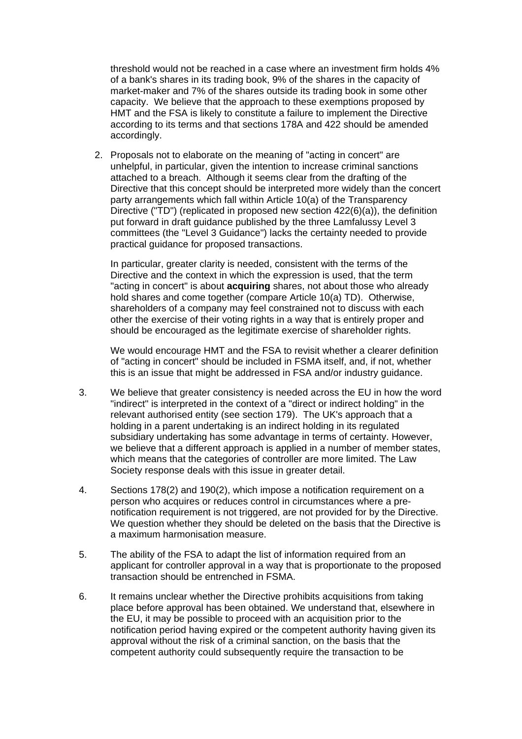threshold would not be reached in a case where an investment firm holds 4% of a bank's shares in its trading book, 9% of the shares in the capacity of market-maker and 7% of the shares outside its trading book in some other capacity. We believe that the approach to these exemptions proposed by HMT and the FSA is likely to constitute a failure to implement the Directive according to its terms and that sections 178A and 422 should be amended accordingly.

2. Proposals not to elaborate on the meaning of "acting in concert" are unhelpful, in particular, given the intention to increase criminal sanctions attached to a breach. Although it seems clear from the drafting of the Directive that this concept should be interpreted more widely than the concert party arrangements which fall within Article 10(a) of the Transparency Directive ("TD") (replicated in proposed new section 422(6)(a)), the definition put forward in draft guidance published by the three Lamfalussy Level 3 committees (the "Level 3 Guidance") lacks the certainty needed to provide practical guidance for proposed transactions.

   In particular, greater clarity is needed, consistent with the terms of the Directive and the context in which the expression is used, that the term "acting in concert" is about **acquiring** shares, not about those who already hold shares and come together (compare Article 10(a) TD). Otherwise, shareholders of a company may feel constrained not to discuss with each other the exercise of their voting rights in a way that is entirely proper and should be encouraged as the legitimate exercise of shareholder rights.

   We would encourage HMT and the FSA to revisit whether a clearer definition of "acting in concert" should be included in FSMA itself, and, if not, whether this is an issue that might be addressed in FSA and/or industry guidance.

3. We believe that greater consistency is needed across the EU in how the word "indirect" is interpreted in the context of a "direct or indirect holding" in the relevant authorised entity (see section 179). The UK's approach that a holding in a parent undertaking is an indirect holding in its regulated subsidiary undertaking has some advantage in terms of certainty. However, we believe that a different approach is applied in a number of member states, which means that the categories of controller are more limited. The Law Society response deals with this issue in greater detail.

4. Sections 178(2) and 190(2), which impose a notification requirement on a person who acquires or reduces control in circumstances where a pre-notification requirement is not triggered, are not provided for by the Directive. We question whether they should be deleted on the basis that the Directive is a maximum harmonisation measure.

5. The ability of the FSA to adapt the list of information required from an applicant for controller approval in a way that is proportionate to the proposed transaction should be entrenched in FSMA.

6. It remains unclear whether the Directive prohibits acquisitions from taking place before approval has been obtained. We understand that, elsewhere in the EU, it may be possible to proceed with an acquisition prior to the notification period having expired or the competent authority having given its approval without the risk of a criminal sanction, on the basis that the competent authority could subsequently require the transaction to be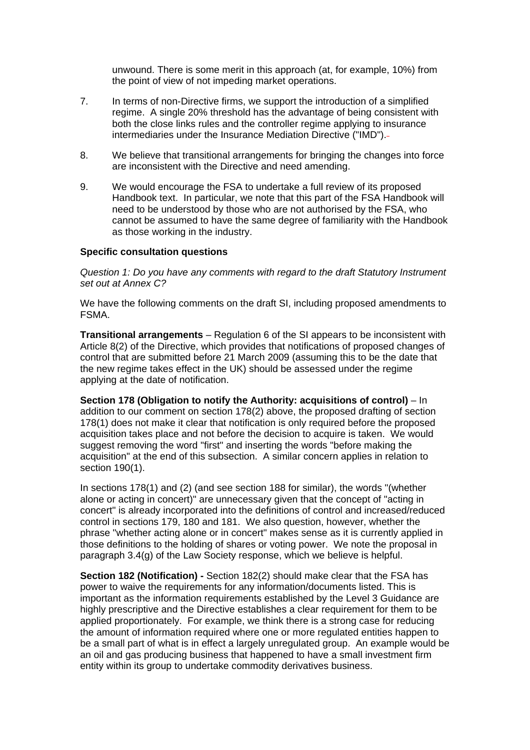unwound. There is some merit in this approach (at, for example, 10%) from the point of view of not impeding market operations.

7. In terms of non-Directive firms, we support the introduction of a simplified regime. A single 20% threshold has the advantage of being consistent with both the close links rules and the controller regime applying to insurance intermediaries under the Insurance Mediation Directive ("IMD").

8. We believe that transitional arrangements for bringing the changes into force are inconsistent with the Directive and need amending.

9. We would encourage the FSA to undertake a full review of its proposed Handbook text. In particular, we note that this part of the FSA Handbook will need to be understood by those who are not authorised by the FSA, who cannot be assumed to have the same degree of familiarity with the Handbook as those working in the industry.

**Specific consultation questions**

*Question 1: Do you have any comments with regard to the draft Statutory Instrument set out at Annex C?*

We have the following comments on the draft SI, including proposed amendments to FSMA.

**Transitional arrangements** – Regulation 6 of the SI appears to be inconsistent with Article 8(2) of the Directive, which provides that notifications of proposed changes of control that are submitted before 21 March 2009 (assuming this to be the date that the new regime takes effect in the UK) should be assessed under the regime applying at the date of notification.

**Section 178 (Obligation to notify the Authority: acquisitions of control)** – In addition to our comment on section 178(2) above, the proposed drafting of section 178(1) does not make it clear that notification is only required before the proposed acquisition takes place and not before the decision to acquire is taken. We would suggest removing the word "first" and inserting the words "before making the acquisition" at the end of this subsection. A similar concern applies in relation to section 190(1).

In sections 178(1) and (2) (and see section 188 for similar), the words "(whether alone or acting in concert)" are unnecessary given that the concept of "acting in concert" is already incorporated into the definitions of control and increased/reduced control in sections 179, 180 and 181. We also question, however, whether the phrase "whether acting alone or in concert" makes sense as it is currently applied in those definitions to the holding of shares or voting power. We note the proposal in paragraph 3.4(g) of the Law Society response, which we believe is helpful.

**Section 182 (Notification) -** Section 182(2) should make clear that the FSA has power to waive the requirements for any information/documents listed. This is important as the information requirements established by the Level 3 Guidance are highly prescriptive and the Directive establishes a clear requirement for them to be applied proportionately. For example, we think there is a strong case for reducing the amount of information required where one or more regulated entities happen to be a small part of what is in effect a largely unregulated group. An example would be an oil and gas producing business that happened to have a small investment firm entity within its group to undertake commodity derivatives business.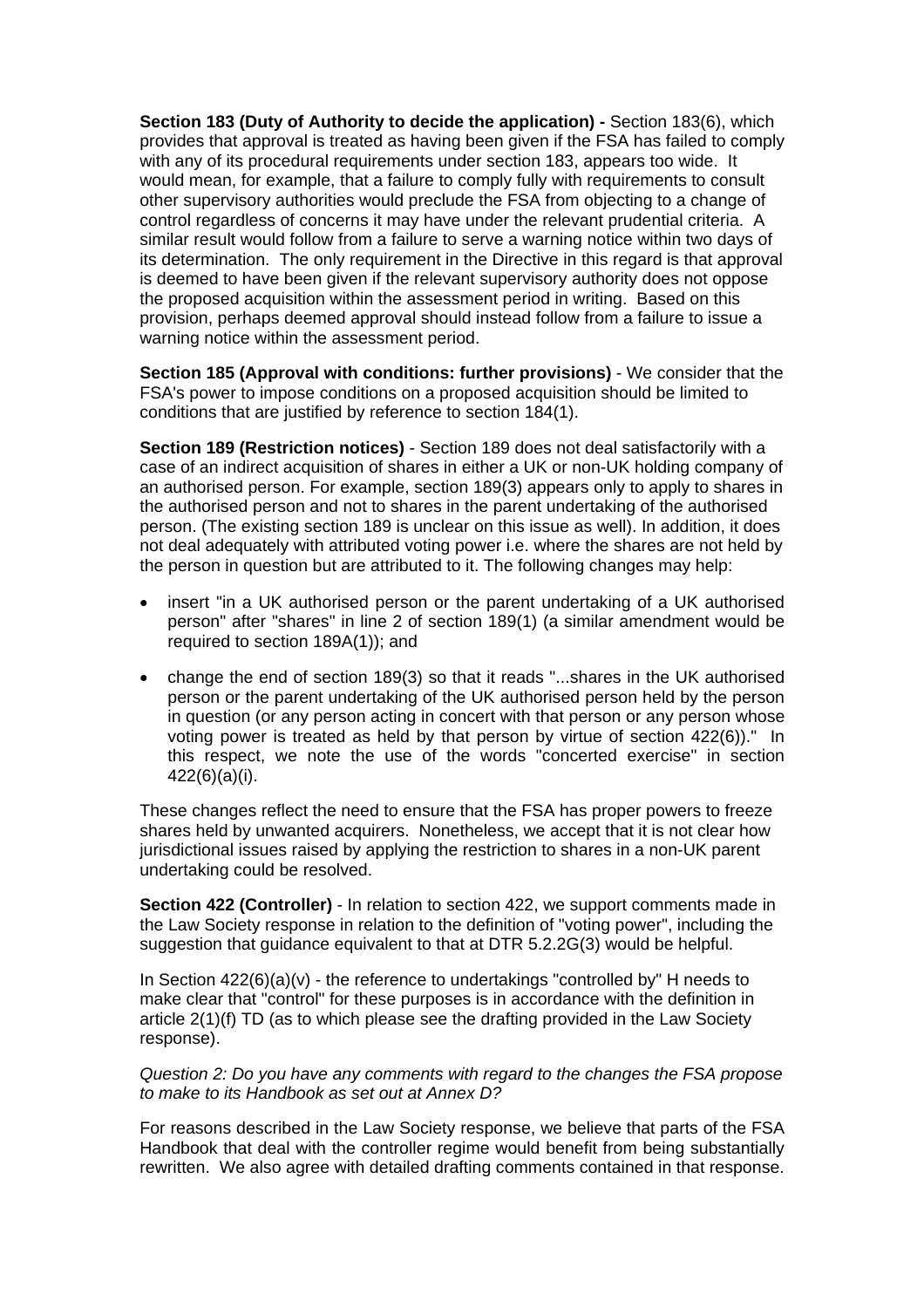**Section 183 (Duty of Authority to decide the application) -** Section 183(6), which provides that approval is treated as having been given if the FSA has failed to comply with any of its procedural requirements under section 183, appears too wide. It would mean, for example, that a failure to comply fully with requirements to consult other supervisory authorities would preclude the FSA from objecting to a change of control regardless of concerns it may have under the relevant prudential criteria. A similar result would follow from a failure to serve a warning notice within two days of its determination. The only requirement in the Directive in this regard is that approval is deemed to have been given if the relevant supervisory authority does not oppose the proposed acquisition within the assessment period in writing. Based on this provision, perhaps deemed approval should instead follow from a failure to issue a warning notice within the assessment period.

**Section 185 (Approval with conditions: further provisions)** - We consider that the FSA's power to impose conditions on a proposed acquisition should be limited to conditions that are justified by reference to section 184(1).

**Section 189 (Restriction notices)** - Section 189 does not deal satisfactorily with a case of an indirect acquisition of shares in either a UK or non-UK holding company of an authorised person. For example, section 189(3) appears only to apply to shares in the authorised person and not to shares in the parent undertaking of the authorised person. (The existing section 189 is unclear on this issue as well). In addition, it does not deal adequately with attributed voting power i.e. where the shares are not held by the person in question but are attributed to it. The following changes may help:

- insert "in a UK authorised person or the parent undertaking of a UK authorised person" after "shares" in line 2 of section 189(1) (a similar amendment would be required to section 189A(1)); and
- change the end of section 189(3) so that it reads "...shares in the UK authorised person or the parent undertaking of the UK authorised person held by the person in question (or any person acting in concert with that person or any person whose voting power is treated as held by that person by virtue of section 422(6))." In this respect, we note the use of the words "concerted exercise" in section 422(6)(a)(i).

These changes reflect the need to ensure that the FSA has proper powers to freeze shares held by unwanted acquirers. Nonetheless, we accept that it is not clear how jurisdictional issues raised by applying the restriction to shares in a non-UK parent undertaking could be resolved.

**Section 422 (Controller)** - In relation to section 422, we support comments made in the Law Society response in relation to the definition of "voting power", including the suggestion that guidance equivalent to that at DTR 5.2.2G(3) would be helpful.

In Section 422(6)(a)(v) - the reference to undertakings "controlled by" H needs to make clear that "control" for these purposes is in accordance with the definition in article 2(1)(f) TD (as to which please see the drafting provided in the Law Society response).

*Question 2: Do you have any comments with regard to the changes the FSA propose to make to its Handbook as set out at Annex D?*

For reasons described in the Law Society response, we believe that parts of the FSA Handbook that deal with the controller regime would benefit from being substantially rewritten. We also agree with detailed drafting comments contained in that response.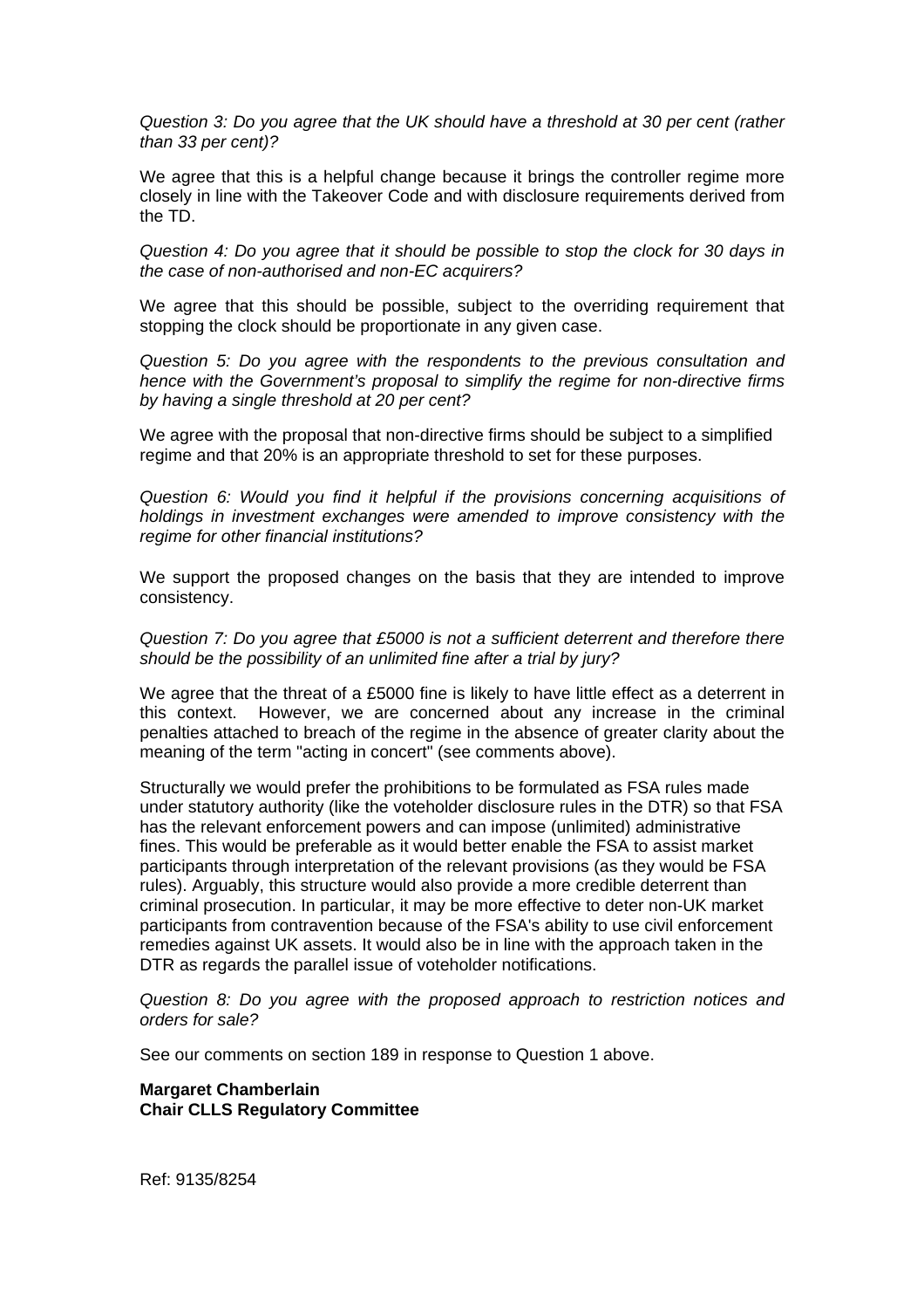*Question 3: Do you agree that the UK should have a threshold at 30 per cent (rather than 33 per cent)?*

We agree that this is a helpful change because it brings the controller regime more closely in line with the Takeover Code and with disclosure requirements derived from the TD.

*Question 4: Do you agree that it should be possible to stop the clock for 30 days in the case of non-authorised and non-EC acquirers?*

We agree that this should be possible, subject to the overriding requirement that stopping the clock should be proportionate in any given case.

*Question 5: Do you agree with the respondents to the previous consultation and hence with the Government's proposal to simplify the regime for non-directive firms by having a single threshold at 20 per cent?*

We agree with the proposal that non-directive firms should be subject to a simplified regime and that 20% is an appropriate threshold to set for these purposes.

*Question 6: Would you find it helpful if the provisions concerning acquisitions of holdings in investment exchanges were amended to improve consistency with the regime for other financial institutions?*

We support the proposed changes on the basis that they are intended to improve consistency.

*Question 7: Do you agree that £5000 is not a sufficient deterrent and therefore there should be the possibility of an unlimited fine after a trial by jury?*

We agree that the threat of a £5000 fine is likely to have little effect as a deterrent in this context. However, we are concerned about any increase in the criminal penalties attached to breach of the regime in the absence of greater clarity about the meaning of the term "acting in concert" (see comments above).

Structurally we would prefer the prohibitions to be formulated as FSA rules made under statutory authority (like the voteholder disclosure rules in the DTR) so that FSA has the relevant enforcement powers and can impose (unlimited) administrative fines. This would be preferable as it would better enable the FSA to assist market participants through interpretation of the relevant provisions (as they would be FSA rules). Arguably, this structure would also provide a more credible deterrent than criminal prosecution. In particular, it may be more effective to deter non-UK market participants from contravention because of the FSA's ability to use civil enforcement remedies against UK assets. It would also be in line with the approach taken in the DTR as regards the parallel issue of voteholder notifications.

*Question 8: Do you agree with the proposed approach to restriction notices and orders for sale?*

See our comments on section 189 in response to Question 1 above.

**Margaret Chamberlain**
**Chair CLLS Regulatory Committee**

Ref: 9135/8254